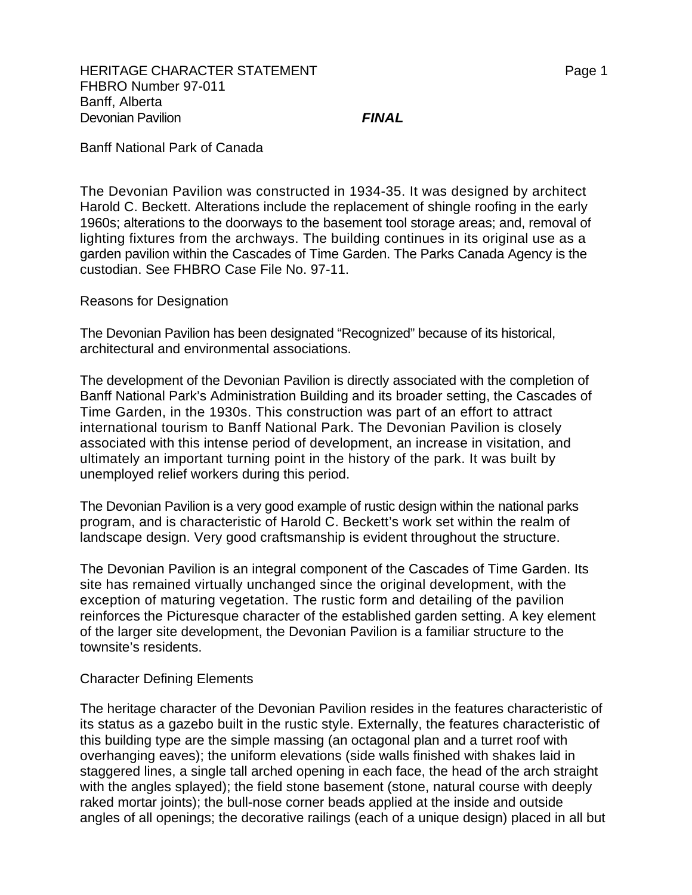HERITAGE CHARACTER STATEMENT
FHBRO Number 97-011
Banff, Alberta
Devonian Pavilion ***FINAL***

Banff National Park of Canada

The Devonian Pavilion was constructed in 1934-35. It was designed by architect Harold C. Beckett. Alterations include the replacement of shingle roofing in the early 1960s; alterations to the doorways to the basement tool storage areas; and, removal of lighting fixtures from the archways. The building continues in its original use as a garden pavilion within the Cascades of Time Garden. The Parks Canada Agency is the custodian. See FHBRO Case File No. 97-11.

## Reasons for Designation

The Devonian Pavilion has been designated "Recognized" because of its historical, architectural and environmental associations.

The development of the Devonian Pavilion is directly associated with the completion of Banff National Park's Administration Building and its broader setting, the Cascades of Time Garden, in the 1930s. This construction was part of an effort to attract international tourism to Banff National Park. The Devonian Pavilion is closely associated with this intense period of development, an increase in visitation, and ultimately an important turning point in the history of the park. It was built by unemployed relief workers during this period.

The Devonian Pavilion is a very good example of rustic design within the national parks program, and is characteristic of Harold C. Beckett's work set within the realm of landscape design. Very good craftsmanship is evident throughout the structure.

The Devonian Pavilion is an integral component of the Cascades of Time Garden. Its site has remained virtually unchanged since the original development, with the exception of maturing vegetation. The rustic form and detailing of the pavilion reinforces the Picturesque character of the established garden setting. A key element of the larger site development, the Devonian Pavilion is a familiar structure to the townsite's residents.

## Character Defining Elements

The heritage character of the Devonian Pavilion resides in the features characteristic of its status as a gazebo built in the rustic style. Externally, the features characteristic of this building type are the simple massing (an octagonal plan and a turret roof with overhanging eaves); the uniform elevations (side walls finished with shakes laid in staggered lines, a single tall arched opening in each face, the head of the arch straight with the angles splayed); the field stone basement (stone, natural course with deeply raked mortar joints); the bull-nose corner beads applied at the inside and outside angles of all openings; the decorative railings (each of a unique design) placed in all but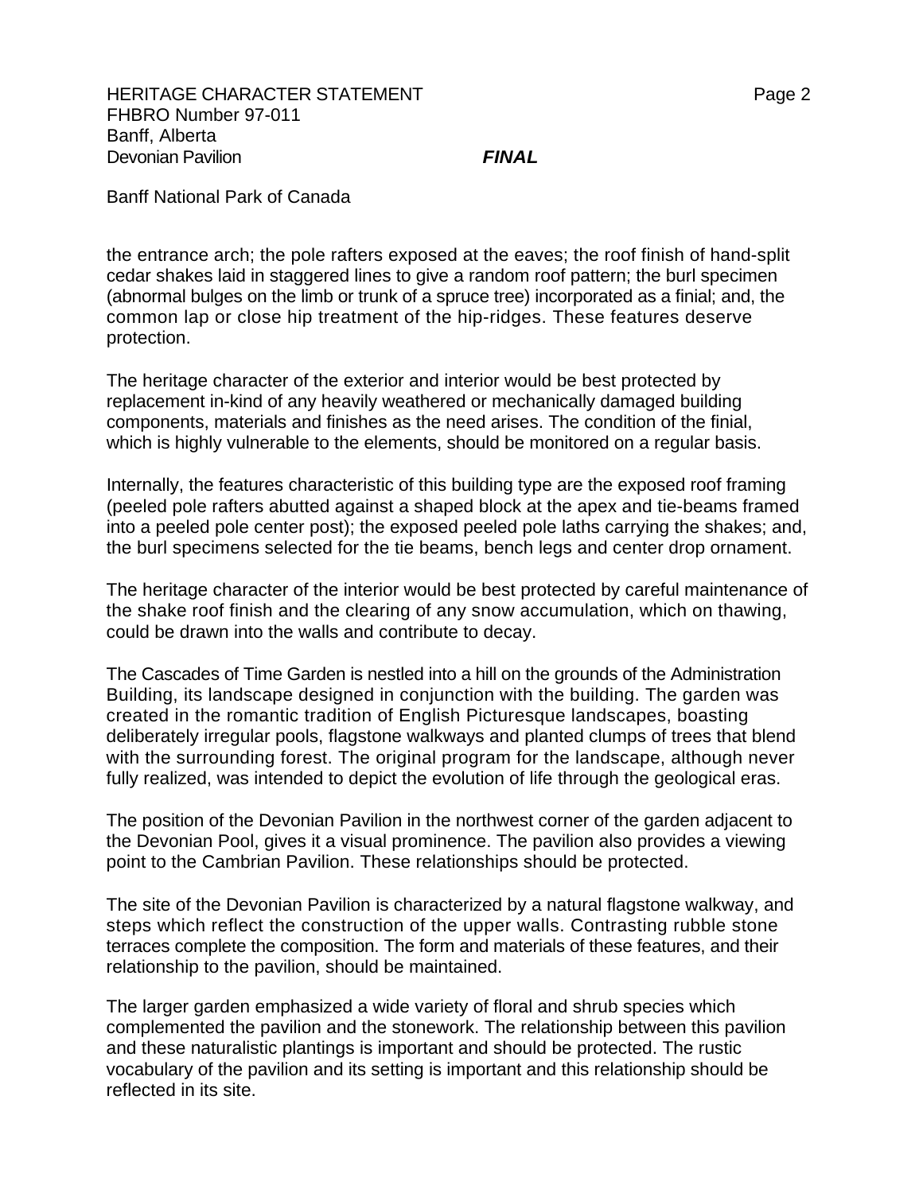the entrance arch; the pole rafters exposed at the eaves; the roof finish of hand-split cedar shakes laid in staggered lines to give a random roof pattern; the burl specimen (abnormal bulges on the limb or trunk of a spruce tree) incorporated as a finial; and, the common lap or close hip treatment of the hip-ridges. These features deserve protection.

The heritage character of the exterior and interior would be best protected by replacement in-kind of any heavily weathered or mechanically damaged building components, materials and finishes as the need arises. The condition of the finial, which is highly vulnerable to the elements, should be monitored on a regular basis.

Internally, the features characteristic of this building type are the exposed roof framing (peeled pole rafters abutted against a shaped block at the apex and tie-beams framed into a peeled pole center post); the exposed peeled pole laths carrying the shakes; and, the burl specimens selected for the tie beams, bench legs and center drop ornament.

The heritage character of the interior would be best protected by careful maintenance of the shake roof finish and the clearing of any snow accumulation, which on thawing, could be drawn into the walls and contribute to decay.

The Cascades of Time Garden is nestled into a hill on the grounds of the Administration Building, its landscape designed in conjunction with the building. The garden was created in the romantic tradition of English Picturesque landscapes, boasting deliberately irregular pools, flagstone walkways and planted clumps of trees that blend with the surrounding forest. The original program for the landscape, although never fully realized, was intended to depict the evolution of life through the geological eras.

The position of the Devonian Pavilion in the northwest corner of the garden adjacent to the Devonian Pool, gives it a visual prominence. The pavilion also provides a viewing point to the Cambrian Pavilion. These relationships should be protected.

The site of the Devonian Pavilion is characterized by a natural flagstone walkway, and steps which reflect the construction of the upper walls. Contrasting rubble stone terraces complete the composition. The form and materials of these features, and their relationship to the pavilion, should be maintained.

The larger garden emphasized a wide variety of floral and shrub species which complemented the pavilion and the stonework. The relationship between this pavilion and these naturalistic plantings is important and should be protected. The rustic vocabulary of the pavilion and its setting is important and this relationship should be reflected in its site.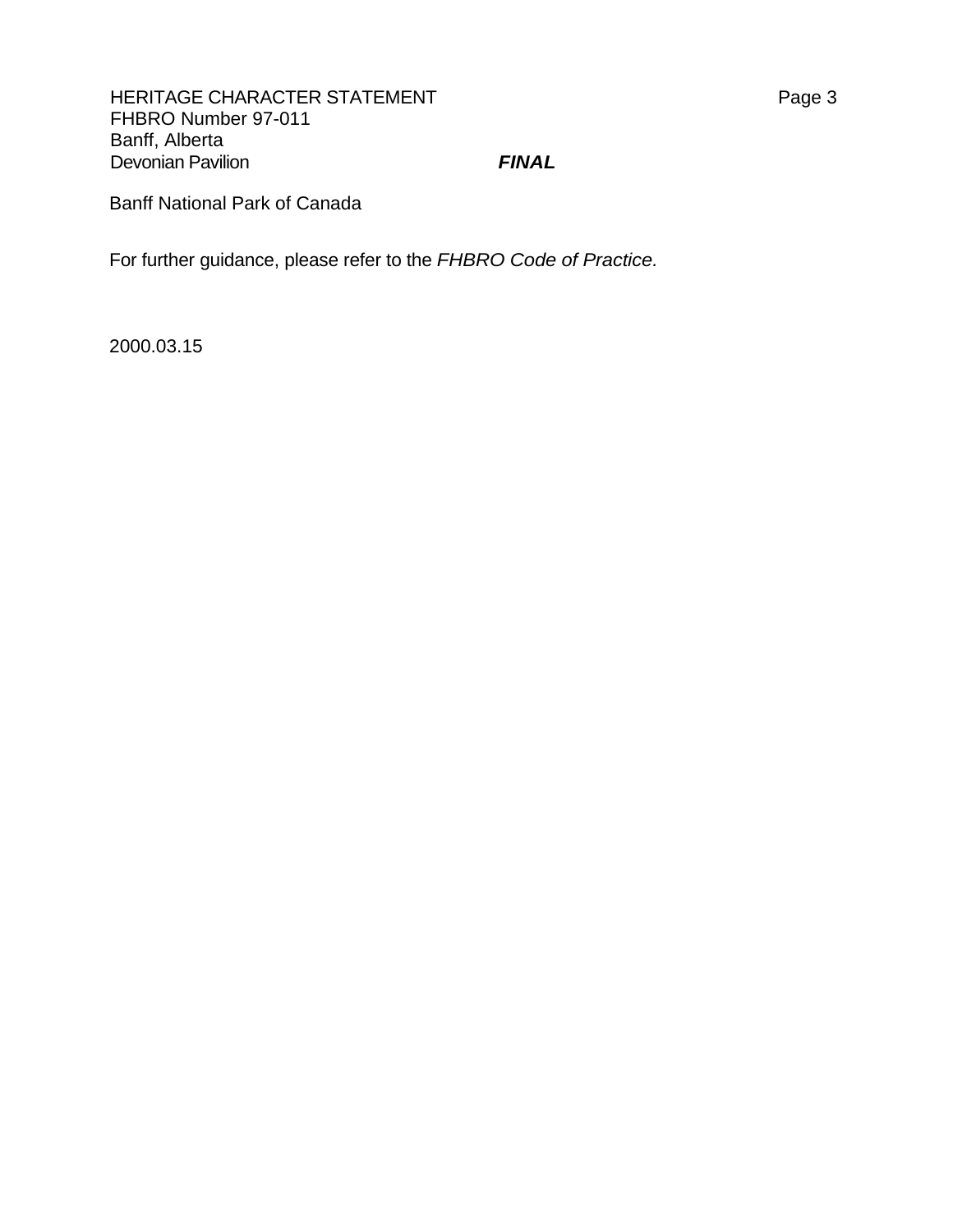Banff National Park of Canada

For further guidance, please refer to the *FHBRO Code of Practice*.

2000.03.15